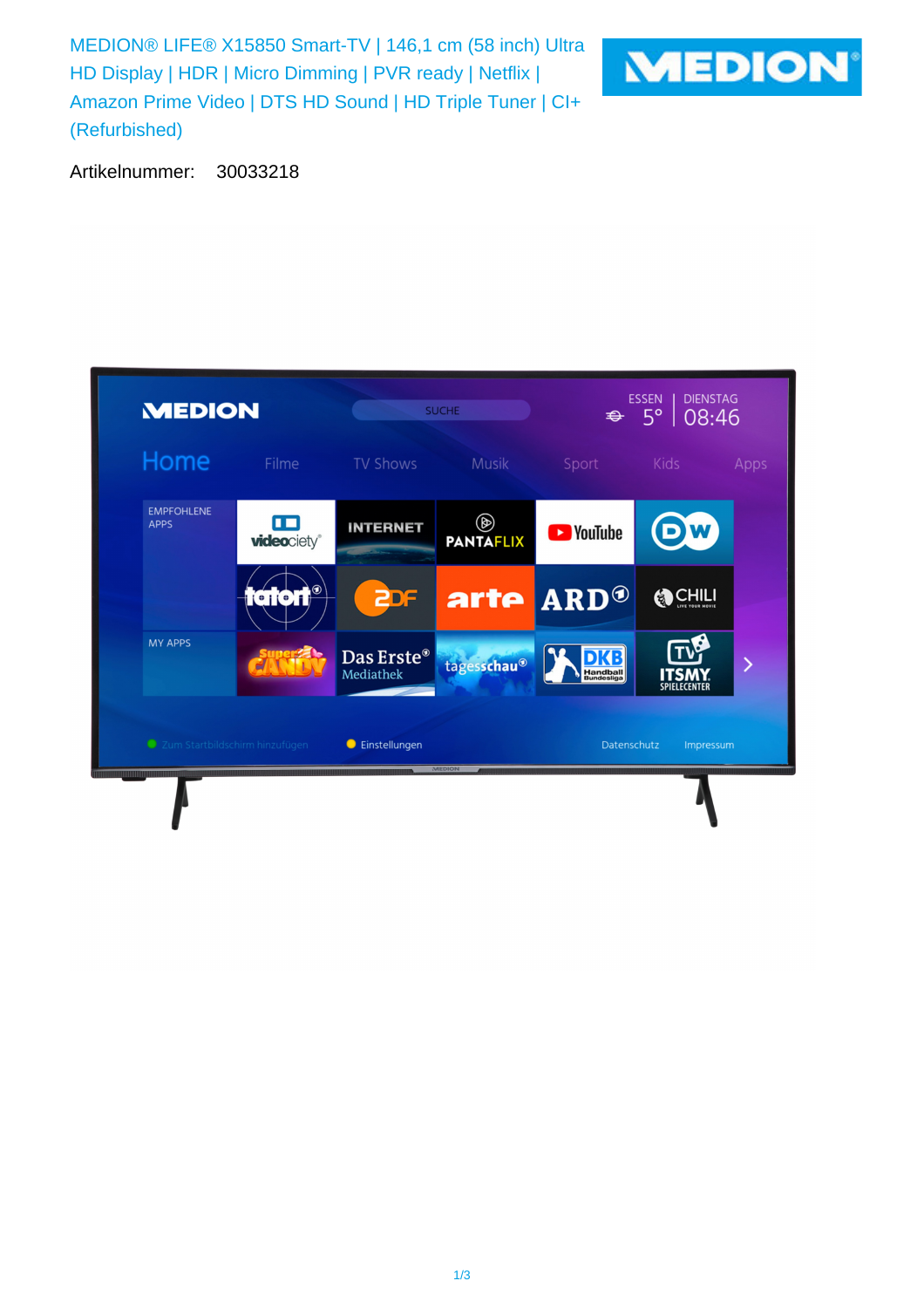MEDION® LIFE® X15850 Smart-TV | 146,1 cm (58 inch) Ultra HD Display | HDR | Micro Dimming | PVR ready | Netflix | Amazon Prime Video | DTS HD Sound | HD Triple Tuner | CI+ (Refurbished)

Artikelnummer: 30033218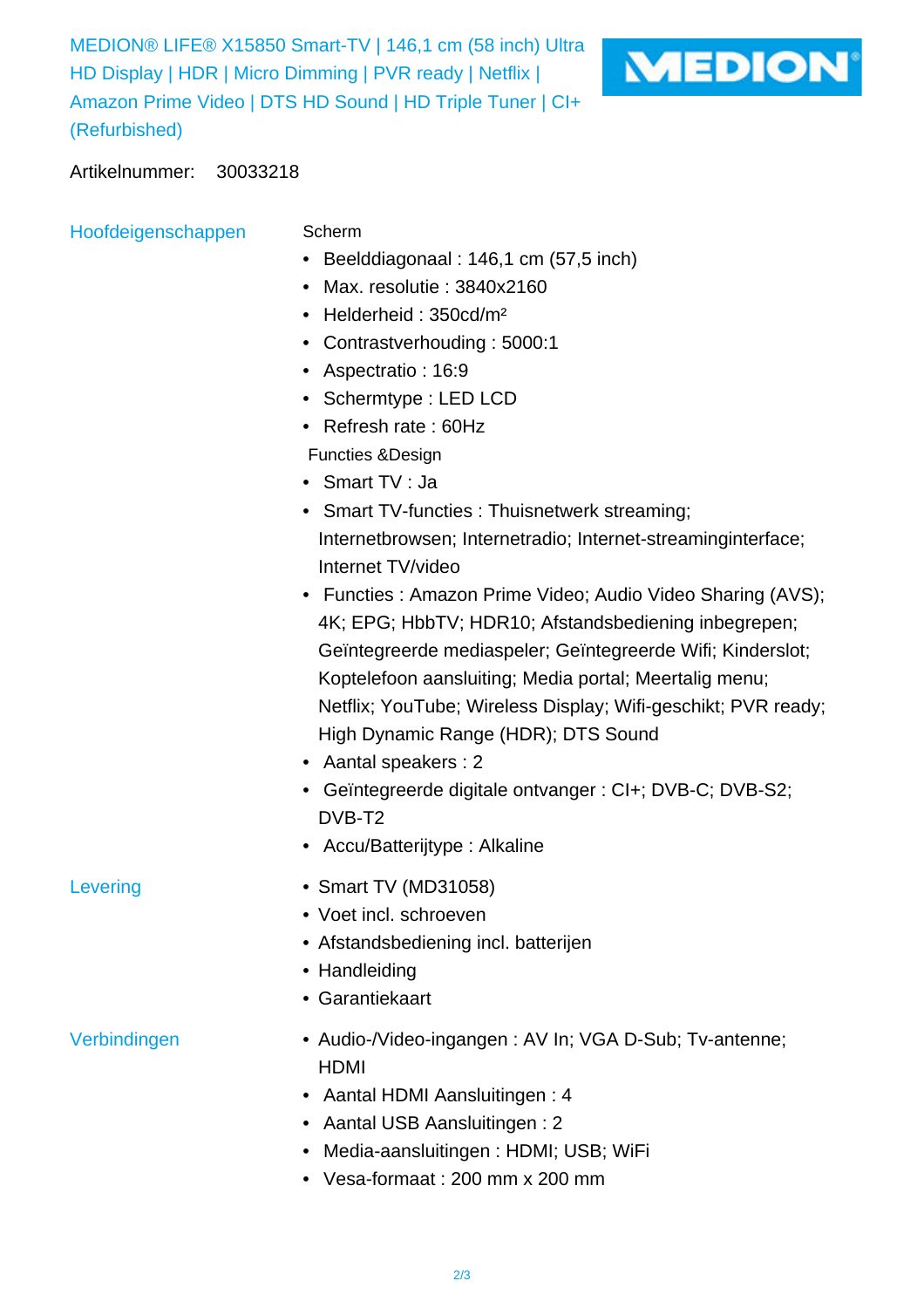# MEDION® LIFE® X15850 Smart-TV | 146,1 cm (58 inch) Ultra HD Display | HDR | Micro Dimming | PVR ready | Netflix | Amazon Prime Video | DTS HD Sound | HD Triple Tuner | CI+ (Refurbished)

MEDION®

Artikelnummer: 30033218

## Hoofdeigenschappen

Scherm

- Beelddiagonaal : 146,1 cm (57,5 inch)
- Max. resolutie : 3840x2160
- Helderheid : 350cd/m²
- Contrastverhouding : 5000:1
- Aspectratio : 16:9
- Schermtype : LED LCD
- Refresh rate : 60Hz

Functies &Design

- Smart TV : Ja
- Smart TV-functies : Thuisnetwerk streaming; Internetbrowsen; Internetradio; Internet-streaminginterface; Internet TV/video
- Functies : Amazon Prime Video; Audio Video Sharing (AVS); 4K; EPG; HbbTV; HDR10; Afstandsbediening inbegrepen; Geïntegreerde mediaspeler; Geïntegreerde Wifi; Kinderslot; Koptelefoon aansluiting; Media portal; Meertalig menu; Netflix; YouTube; Wireless Display; Wifi-geschikt; PVR ready; High Dynamic Range (HDR); DTS Sound
- Aantal speakers : 2
- Geïntegreerde digitale ontvanger : CI+; DVB-C; DVB-S2; DVB-T2
- Accu/Batterijtype : Alkaline

## Levering

- Smart TV (MD31058)
- Voet incl. schroeven
- Afstandsbediening incl. batterijen
- Handleiding
- Garantiekaart

## Verbindingen

- Audio-/Video-ingangen : AV In; VGA D-Sub; Tv-antenne; HDMI
- Aantal HDMI Aansluitingen : 4
- Aantal USB Aansluitingen : 2
- Media-aansluitingen : HDMI; USB; WiFi
- Vesa-formaat : 200 mm x 200 mm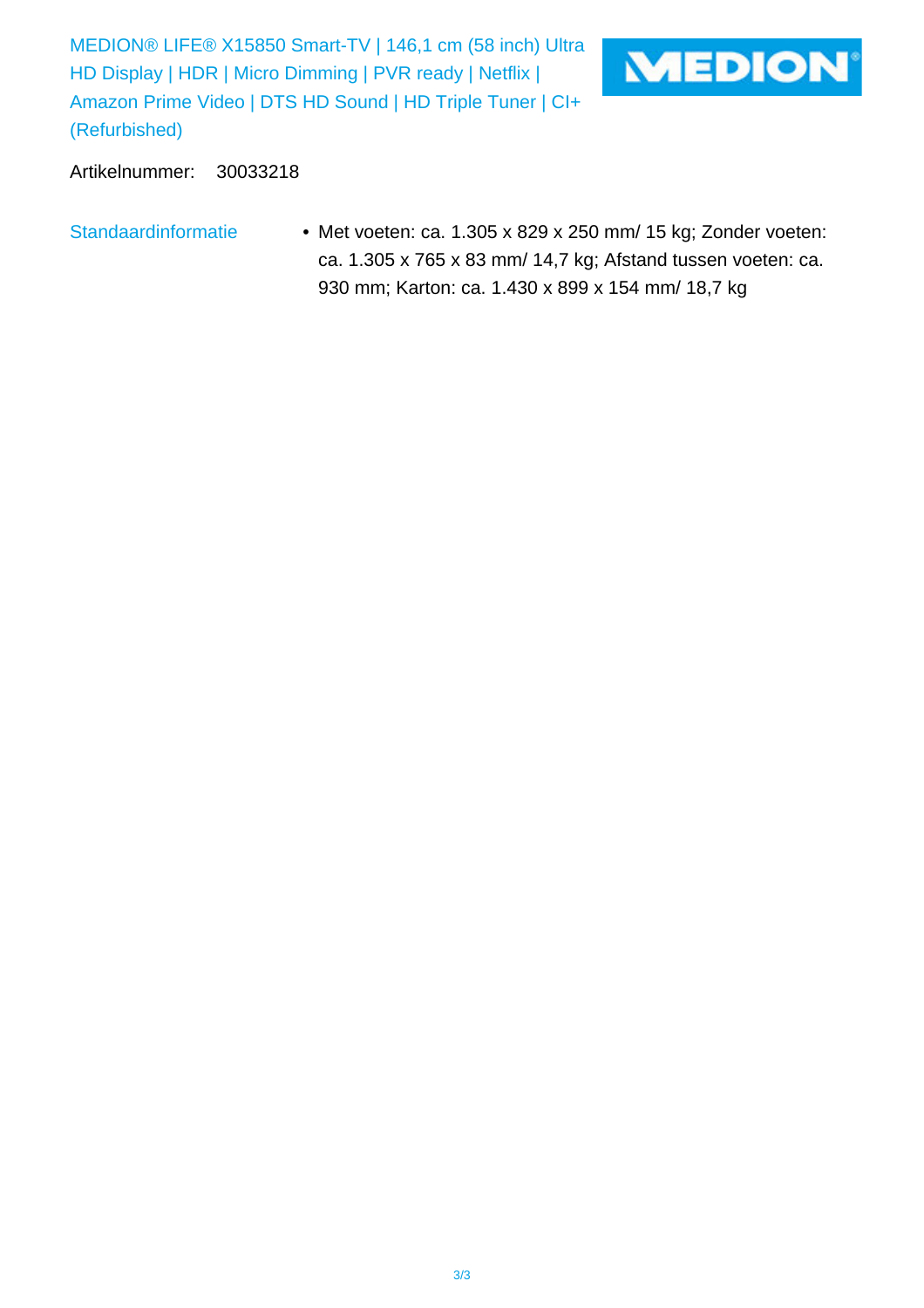MEDION® LIFE® X15850 Smart-TV | 146,1 cm (58 inch) Ultra HD Display | HDR | Micro Dimming | PVR ready | Netflix | Amazon Prime Video | DTS HD Sound | HD Triple Tuner | CI+ (Refurbished)

Artikelnummer: 30033218

| | |
|---|---|
| Standaardinformatie | • Met voeten: ca. 1.305 x 829 x 250 mm/ 15 kg; Zonder voeten: ca. 1.305 x 765 x 83 mm/ 14,7 kg; Afstand tussen voeten: ca. 930 mm; Karton: ca. 1.430 x 899 x 154 mm/ 18,7 kg |